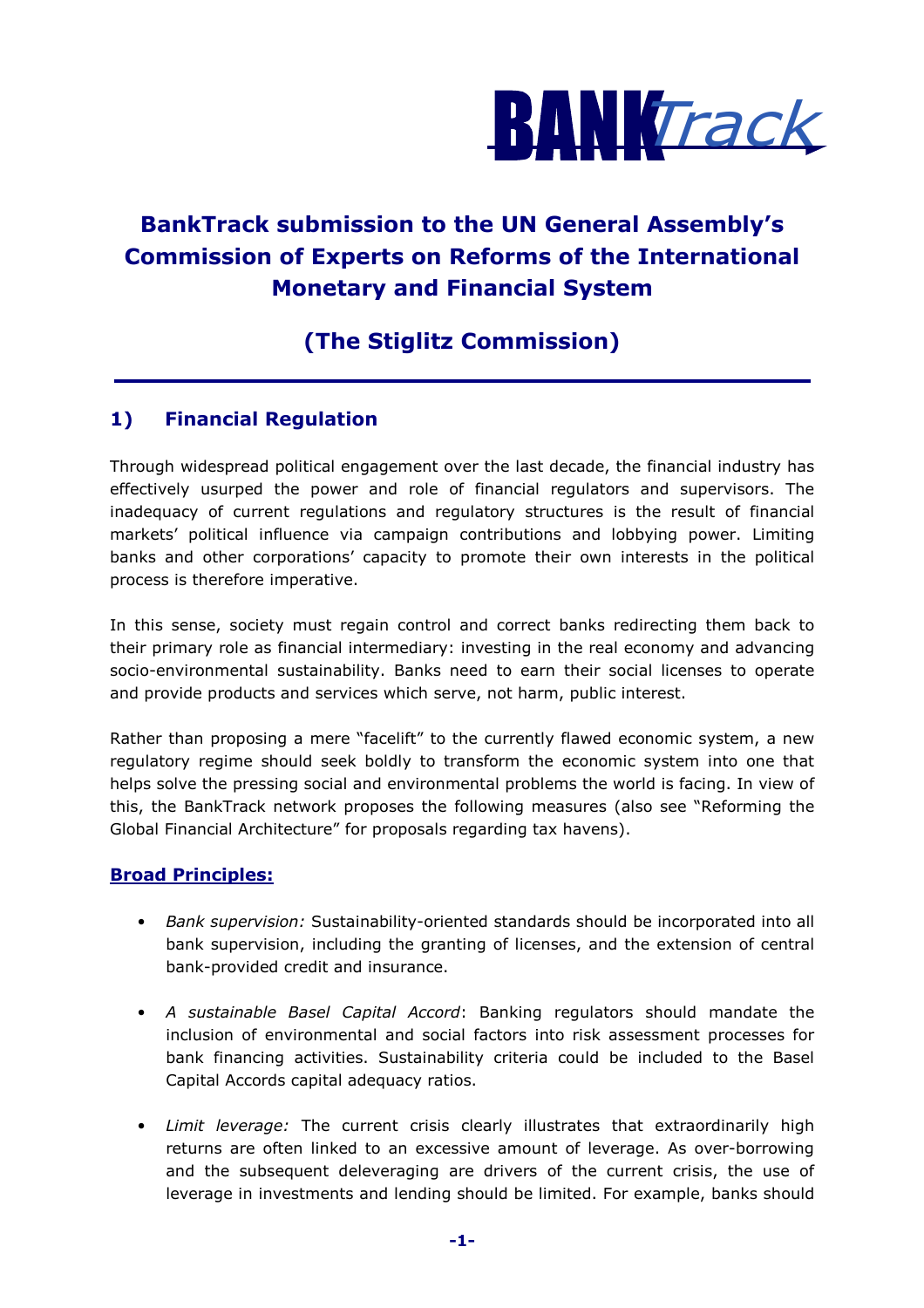BANKTrack

# BankTrack submission to the UN General Assembly's Commission of Experts on Reforms of the International Monetary and Financial System

## (The Stiglitz Commission)

## 1) Financial Regulation

Through widespread political engagement over the last decade, the financial industry has effectively usurped the power and role of financial regulators and supervisors. The inadequacy of current regulations and regulatory structures is the result of financial markets' political influence via campaign contributions and lobbying power. Limiting banks and other corporations' capacity to promote their own interests in the political process is therefore imperative.

In this sense, society must regain control and correct banks redirecting them back to their primary role as financial intermediary: investing in the real economy and advancing socio-environmental sustainability. Banks need to earn their social licenses to operate and provide products and services which serve, not harm, public interest.

Rather than proposing a mere "facelift" to the currently flawed economic system, a new regulatory regime should seek boldly to transform the economic system into one that helps solve the pressing social and environmental problems the world is facing. In view of this, the BankTrack network proposes the following measures (also see "Reforming the Global Financial Architecture" for proposals regarding tax havens).

### Broad Principles:

- *Bank supervision:* Sustainability-oriented standards should be incorporated into all bank supervision, including the granting of licenses, and the extension of central bank-provided credit and insurance.

- *A sustainable Basel Capital Accord*: Banking regulators should mandate the inclusion of environmental and social factors into risk assessment processes for bank financing activities. Sustainability criteria could be included to the Basel Capital Accords capital adequacy ratios.

- *Limit leverage:* The current crisis clearly illustrates that extraordinarily high returns are often linked to an excessive amount of leverage. As over-borrowing and the subsequent deleveraging are drivers of the current crisis, the use of leverage in investments and lending should be limited. For example, banks should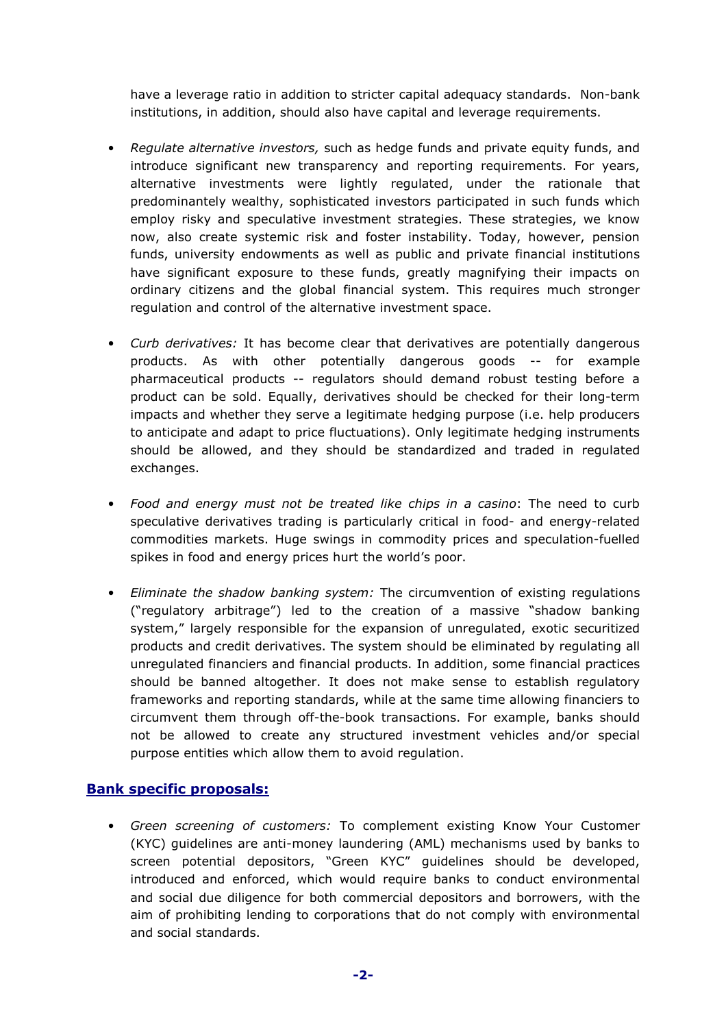have a leverage ratio in addition to stricter capital adequacy standards. Non-bank institutions, in addition, should also have capital and leverage requirements.

- *Regulate alternative investors,* such as hedge funds and private equity funds, and introduce significant new transparency and reporting requirements. For years, alternative investments were lightly regulated, under the rationale that predominantely wealthy, sophisticated investors participated in such funds which employ risky and speculative investment strategies. These strategies, we know now, also create systemic risk and foster instability. Today, however, pension funds, university endowments as well as public and private financial institutions have significant exposure to these funds, greatly magnifying their impacts on ordinary citizens and the global financial system. This requires much stronger regulation and control of the alternative investment space.

- *Curb derivatives:* It has become clear that derivatives are potentially dangerous products. As with other potentially dangerous goods -- for example pharmaceutical products -- regulators should demand robust testing before a product can be sold. Equally, derivatives should be checked for their long-term impacts and whether they serve a legitimate hedging purpose (i.e. help producers to anticipate and adapt to price fluctuations). Only legitimate hedging instruments should be allowed, and they should be standardized and traded in regulated exchanges.

- *Food and energy must not be treated like chips in a casino*: The need to curb speculative derivatives trading is particularly critical in food- and energy-related commodities markets. Huge swings in commodity prices and speculation-fuelled spikes in food and energy prices hurt the world's poor.

- *Eliminate the shadow banking system:* The circumvention of existing regulations ("regulatory arbitrage") led to the creation of a massive "shadow banking system," largely responsible for the expansion of unregulated, exotic securitized products and credit derivatives. The system should be eliminated by regulating all unregulated financiers and financial products. In addition, some financial practices should be banned altogether. It does not make sense to establish regulatory frameworks and reporting standards, while at the same time allowing financiers to circumvent them through off-the-book transactions. For example, banks should not be allowed to create any structured investment vehicles and/or special purpose entities which allow them to avoid regulation.

## Bank specific proposals:

- *Green screening of customers:* To complement existing Know Your Customer (KYC) guidelines are anti-money laundering (AML) mechanisms used by banks to screen potential depositors, "Green KYC" guidelines should be developed, introduced and enforced, which would require banks to conduct environmental and social due diligence for both commercial depositors and borrowers, with the aim of prohibiting lending to corporations that do not comply with environmental and social standards.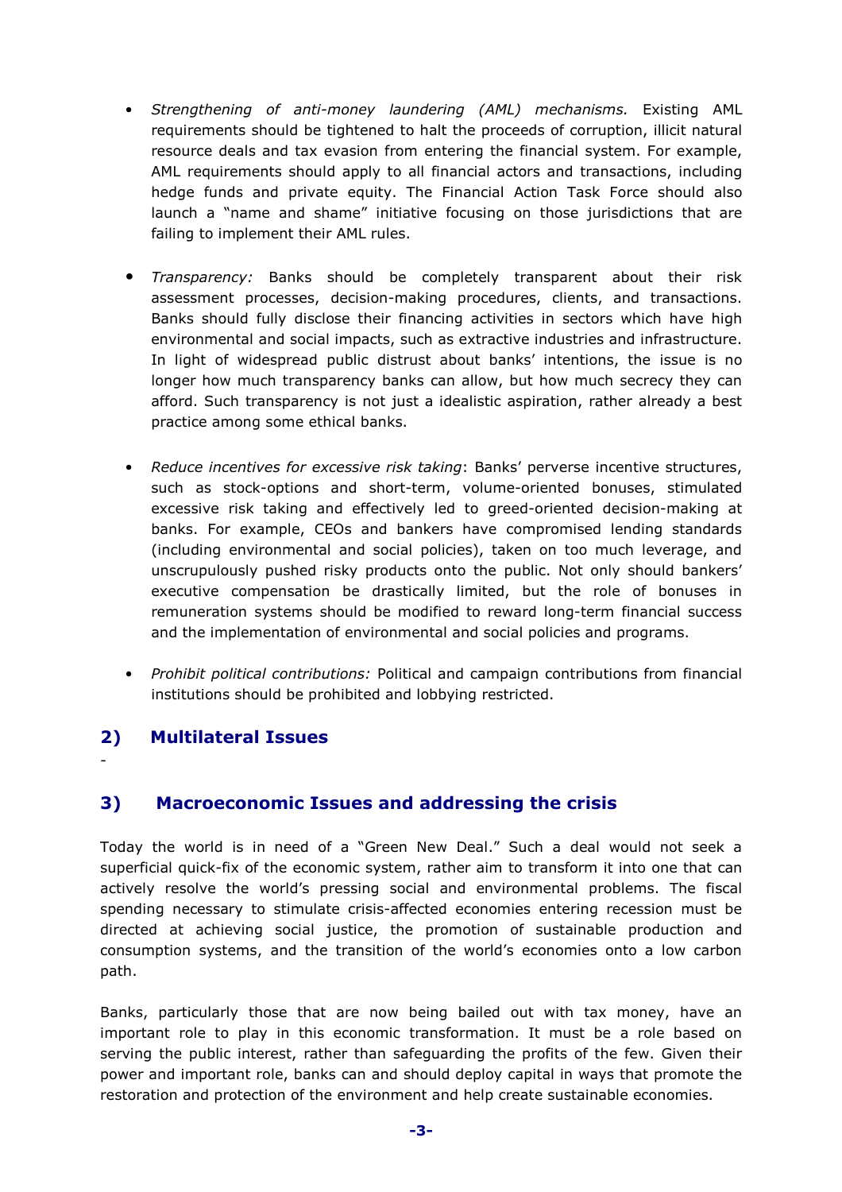- *Strengthening of anti-money laundering (AML) mechanisms.* Existing AML requirements should be tightened to halt the proceeds of corruption, illicit natural resource deals and tax evasion from entering the financial system. For example, AML requirements should apply to all financial actors and transactions, including hedge funds and private equity. The Financial Action Task Force should also launch a "name and shame" initiative focusing on those jurisdictions that are failing to implement their AML rules.

- *Transparency:* Banks should be completely transparent about their risk assessment processes, decision-making procedures, clients, and transactions. Banks should fully disclose their financing activities in sectors which have high environmental and social impacts, such as extractive industries and infrastructure. In light of widespread public distrust about banks' intentions, the issue is no longer how much transparency banks can allow, but how much secrecy they can afford. Such transparency is not just a idealistic aspiration, rather already a best practice among some ethical banks.

- *Reduce incentives for excessive risk taking*: Banks' perverse incentive structures, such as stock-options and short-term, volume-oriented bonuses, stimulated excessive risk taking and effectively led to greed-oriented decision-making at banks. For example, CEOs and bankers have compromised lending standards (including environmental and social policies), taken on too much leverage, and unscrupulously pushed risky products onto the public. Not only should bankers' executive compensation be drastically limited, but the role of bonuses in remuneration systems should be modified to reward long-term financial success and the implementation of environmental and social policies and programs.

- *Prohibit political contributions:* Political and campaign contributions from financial institutions should be prohibited and lobbying restricted.

## 2) Multilateral Issues

-

## 3) Macroeconomic Issues and addressing the crisis

Today the world is in need of a "Green New Deal." Such a deal would not seek a superficial quick-fix of the economic system, rather aim to transform it into one that can actively resolve the world's pressing social and environmental problems. The fiscal spending necessary to stimulate crisis-affected economies entering recession must be directed at achieving social justice, the promotion of sustainable production and consumption systems, and the transition of the world's economies onto a low carbon path.

Banks, particularly those that are now being bailed out with tax money, have an important role to play in this economic transformation. It must be a role based on serving the public interest, rather than safeguarding the profits of the few. Given their power and important role, banks can and should deploy capital in ways that promote the restoration and protection of the environment and help create sustainable economies.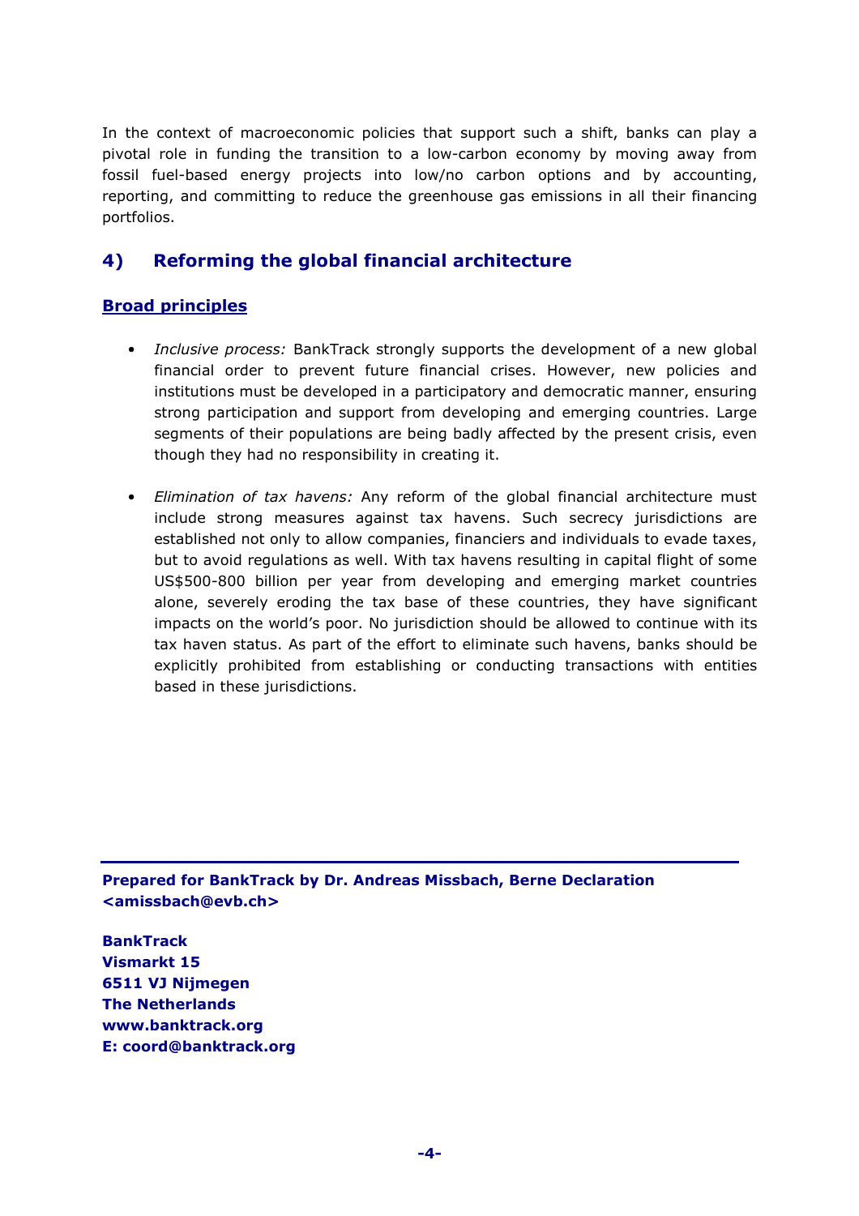In the context of macroeconomic policies that support such a shift, banks can play a pivotal role in funding the transition to a low-carbon economy by moving away from fossil fuel-based energy projects into low/no carbon options and by accounting, reporting, and committing to reduce the greenhouse gas emissions in all their financing portfolios.

## 4) Reforming the global financial architecture

### Broad principles

- *Inclusive process:* BankTrack strongly supports the development of a new global financial order to prevent future financial crises. However, new policies and institutions must be developed in a participatory and democratic manner, ensuring strong participation and support from developing and emerging countries. Large segments of their populations are being badly affected by the present crisis, even though they had no responsibility in creating it.

- *Elimination of tax havens:* Any reform of the global financial architecture must include strong measures against tax havens. Such secrecy jurisdictions are established not only to allow companies, financiers and individuals to evade taxes, but to avoid regulations as well. With tax havens resulting in capital flight of some US$500-800 billion per year from developing and emerging market countries alone, severely eroding the tax base of these countries, they have significant impacts on the world's poor. No jurisdiction should be allowed to continue with its tax haven status. As part of the effort to eliminate such havens, banks should be explicitly prohibited from establishing or conducting transactions with entities based in these jurisdictions.

---

**Prepared for BankTrack by Dr. Andreas Missbach, Berne Declaration <amissbach@evb.ch>**

**BankTrack**
**Vismarkt 15**
**6511 VJ Nijmegen**
**The Netherlands**
**www.banktrack.org**
**E: coord@banktrack.org**